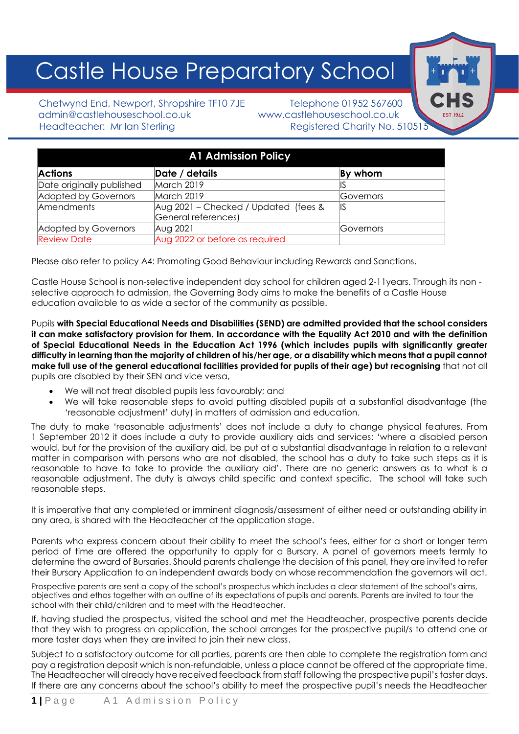# Castle House Preparatory School

Chetwynd End, Newport, Shropshire TF10 7JE
admin@castlehouseschool.co.uk
Headteacher: Mr Ian Sterling

Telephone 01952 567600
www.castlehouseschool.co.uk
Registered Charity No. 510515

| A1 Admission Policy | | |
|---|---|---|
| **Actions** | **Date / details** | **By whom** |
| Date originally published | March 2019 | IS |
| Adopted by Governors | March 2019 | Governors |
| Amendments | Aug 2021 – Checked / Updated (fees & General references) | IS |
| Adopted by Governors | Aug 2021 | Governors |
| Review Date | Aug 2022 or before as required | |

Please also refer to policy A4: Promoting Good Behaviour including Rewards and Sanctions.

Castle House School is non-selective independent day school for children aged 2-11years. Through its non - selective approach to admission, the Governing Body aims to make the benefits of a Castle House education available to as wide a sector of the community as possible.

Pupils **with Special Educational Needs and Disabilities (SEND) are admitted provided that the school considers it can make satisfactory provision for them. In accordance with the Equality Act 2010 and with the definition of Special Educational Needs in the Education Act 1996 (which includes pupils with significantly greater difficulty in learning than the majority of children of his/her age, or a disability which means that a pupil cannot make full use of the general educational facilities provided for pupils of their age) but recognising** that not all pupils are disabled by their SEN and vice versa,

- We will not treat disabled pupils less favourably; and
- We will take reasonable steps to avoid putting disabled pupils at a substantial disadvantage (the 'reasonable adjustment' duty) in matters of admission and education.

The duty to make 'reasonable adjustments' does not include a duty to change physical features. From 1 September 2012 it does include a duty to provide auxiliary aids and services: 'where a disabled person would, but for the provision of the auxiliary aid, be put at a substantial disadvantage in relation to a relevant matter in comparison with persons who are not disabled, the school has a duty to take such steps as it is reasonable to have to take to provide the auxiliary aid'. There are no generic answers as to what is a reasonable adjustment. The duty is always child specific and context specific. The school will take such reasonable steps.

It is imperative that any completed or imminent diagnosis/assessment of either need or outstanding ability in any area, is shared with the Headteacher at the application stage.

Parents who express concern about their ability to meet the school's fees, either for a short or longer term period of time are offered the opportunity to apply for a Bursary. A panel of governors meets termly to determine the award of Bursaries. Should parents challenge the decision of this panel, they are invited to refer their Bursary Application to an independent awards body on whose recommendation the governors will act.

Prospective parents are sent a copy of the school's prospectus which includes a clear statement of the school's aims, objectives and ethos together with an outline of its expectations of pupils and parents. Parents are invited to tour the school with their child/children and to meet with the Headteacher.

If, having studied the prospectus, visited the school and met the Headteacher, prospective parents decide that they wish to progress an application, the school arranges for the prospective pupil/s to attend one or more taster days when they are invited to join their new class.

Subject to a satisfactory outcome for all parties, parents are then able to complete the registration form and pay a registration deposit which is non-refundable, unless a place cannot be offered at the appropriate time. The Headteacher will already have received feedback from staff following the prospective pupil's taster days. If there are any concerns about the school's ability to meet the prospective pupil's needs the Headteacher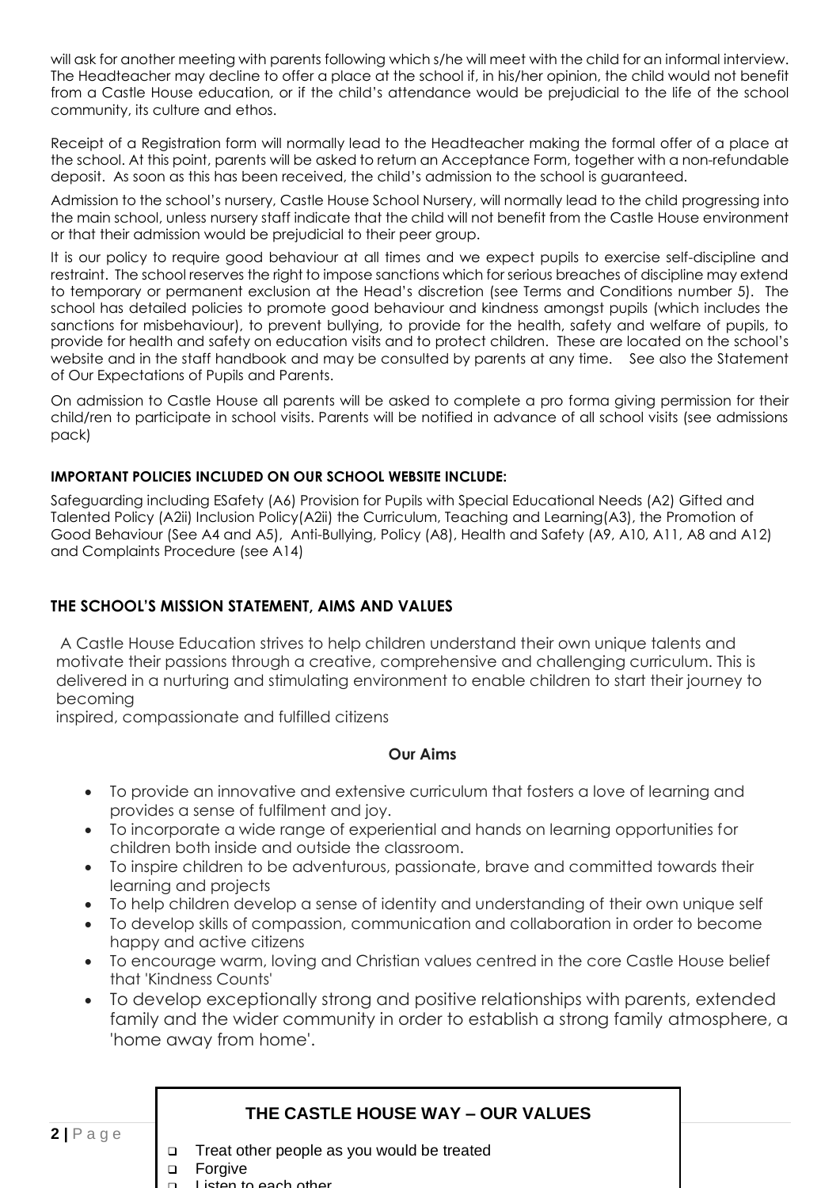will ask for another meeting with parents following which s/he will meet with the child for an informal interview. The Headteacher may decline to offer a place at the school if, in his/her opinion, the child would not benefit from a Castle House education, or if the child's attendance would be prejudicial to the life of the school community, its culture and ethos.

Receipt of a Registration form will normally lead to the Headteacher making the formal offer of a place at the school. At this point, parents will be asked to return an Acceptance Form, together with a non-refundable deposit. As soon as this has been received, the child's admission to the school is guaranteed.

Admission to the school's nursery, Castle House School Nursery, will normally lead to the child progressing into the main school, unless nursery staff indicate that the child will not benefit from the Castle House environment or that their admission would be prejudicial to their peer group.

It is our policy to require good behaviour at all times and we expect pupils to exercise self-discipline and restraint. The school reserves the right to impose sanctions which for serious breaches of discipline may extend to temporary or permanent exclusion at the Head's discretion (see Terms and Conditions number 5). The school has detailed policies to promote good behaviour and kindness amongst pupils (which includes the sanctions for misbehaviour), to prevent bullying, to provide for the health, safety and welfare of pupils, to provide for health and safety on education visits and to protect children. These are located on the school's website and in the staff handbook and may be consulted by parents at any time. See also the Statement of Our Expectations of Pupils and Parents.

On admission to Castle House all parents will be asked to complete a pro forma giving permission for their child/ren to participate in school visits. Parents will be notified in advance of all school visits (see admissions pack)

**IMPORTANT POLICIES INCLUDED ON OUR SCHOOL WEBSITE INCLUDE:**

Safeguarding including ESafety (A6) Provision for Pupils with Special Educational Needs (A2) Gifted and Talented Policy (A2ii) Inclusion Policy(A2ii) the Curriculum, Teaching and Learning(A3), the Promotion of Good Behaviour (See A4 and A5), Anti-Bullying, Policy (A8), Health and Safety (A9, A10, A11, A8 and A12) and Complaints Procedure (see A14)

## THE SCHOOL'S MISSION STATEMENT, AIMS AND VALUES

A Castle House Education strives to help children understand their own unique talents and motivate their passions through a creative, comprehensive and challenging curriculum. This is delivered in a nurturing and stimulating environment to enable children to start their journey to becoming
inspired, compassionate and fulfilled citizens

**Our Aims**

- To provide an innovative and extensive curriculum that fosters a love of learning and provides a sense of fulfilment and joy.
- To incorporate a wide range of experiential and hands on learning opportunities for children both inside and outside the classroom.
- To inspire children to be adventurous, passionate, brave and committed towards their learning and projects
- To help children develop a sense of identity and understanding of their own unique self
- To develop skills of compassion, communication and collaboration in order to become happy and active citizens
- To encourage warm, loving and Christian values centred in the core Castle House belief that 'Kindness Counts'
- To develop exceptionally strong and positive relationships with parents, extended family and the wider community in order to establish a strong family atmosphere, a 'home away from home'.

### THE CASTLE HOUSE WAY – OUR VALUES

- Treat other people as you would be treated
- Forgive
- Listen to each other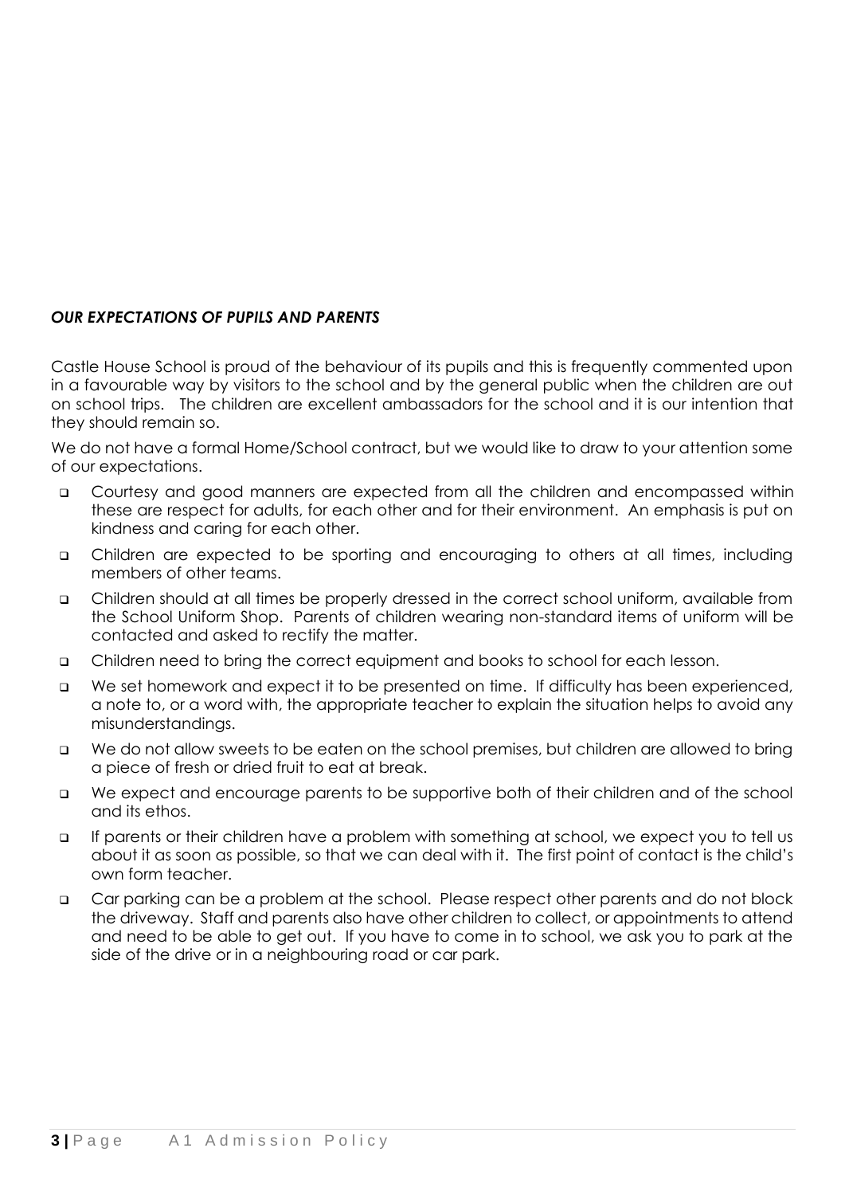***OUR EXPECTATIONS OF PUPILS AND PARENTS***

Castle House School is proud of the behaviour of its pupils and this is frequently commented upon in a favourable way by visitors to the school and by the general public when the children are out on school trips. The children are excellent ambassadors for the school and it is our intention that they should remain so.

We do not have a formal Home/School contract, but we would like to draw to your attention some of our expectations.

- Courtesy and good manners are expected from all the children and encompassed within these are respect for adults, for each other and for their environment. An emphasis is put on kindness and caring for each other.
- Children are expected to be sporting and encouraging to others at all times, including members of other teams.
- Children should at all times be properly dressed in the correct school uniform, available from the School Uniform Shop. Parents of children wearing non-standard items of uniform will be contacted and asked to rectify the matter.
- Children need to bring the correct equipment and books to school for each lesson.
- We set homework and expect it to be presented on time. If difficulty has been experienced, a note to, or a word with, the appropriate teacher to explain the situation helps to avoid any misunderstandings.
- We do not allow sweets to be eaten on the school premises, but children are allowed to bring a piece of fresh or dried fruit to eat at break.
- We expect and encourage parents to be supportive both of their children and of the school and its ethos.
- If parents or their children have a problem with something at school, we expect you to tell us about it as soon as possible, so that we can deal with it. The first point of contact is the child's own form teacher.
- Car parking can be a problem at the school. Please respect other parents and do not block the driveway. Staff and parents also have other children to collect, or appointments to attend and need to be able to get out. If you have to come in to school, we ask you to park at the side of the drive or in a neighbouring road or car park.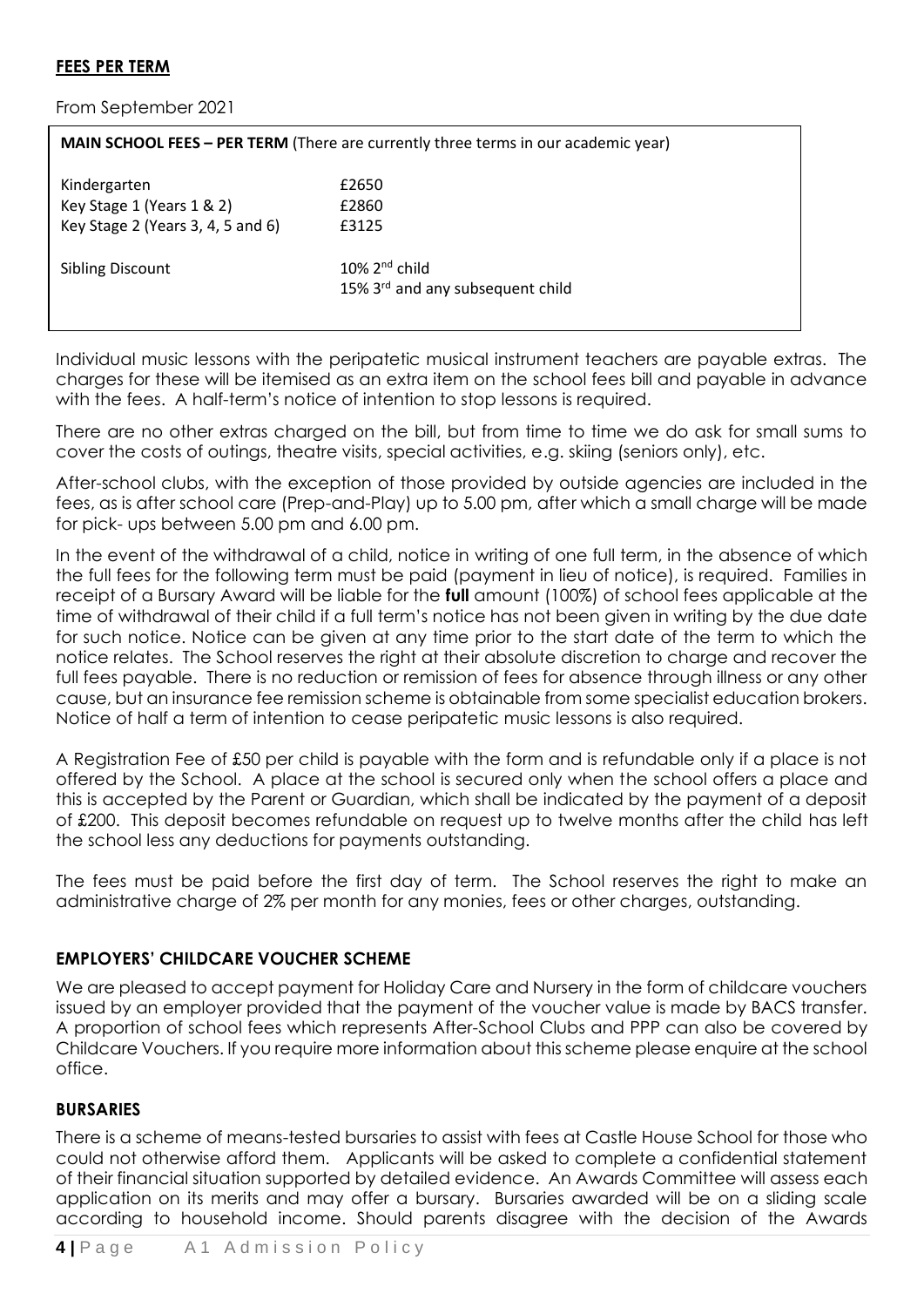## FEES PER TERM

From September 2021

| **MAIN SCHOOL FEES – PER TERM** (There are currently three terms in our academic year) | |
| --- | --- |
| Kindergarten | £2650 |
| Key Stage 1 (Years 1 & 2) | £2860 |
| Key Stage 2 (Years 3, 4, 5 and 6) | £3125 |
| Sibling Discount | 10% 2nd child<br>15% 3rd and any subsequent child |

Individual music lessons with the peripatetic musical instrument teachers are payable extras. The charges for these will be itemised as an extra item on the school fees bill and payable in advance with the fees. A half-term's notice of intention to stop lessons is required.

There are no other extras charged on the bill, but from time to time we do ask for small sums to cover the costs of outings, theatre visits, special activities, e.g. skiing (seniors only), etc.

After-school clubs, with the exception of those provided by outside agencies are included in the fees, as is after school care (Prep-and-Play) up to 5.00 pm, after which a small charge will be made for pick- ups between 5.00 pm and 6.00 pm.

In the event of the withdrawal of a child, notice in writing of one full term, in the absence of which the full fees for the following term must be paid (payment in lieu of notice), is required. Families in receipt of a Bursary Award will be liable for the **full** amount (100%) of school fees applicable at the time of withdrawal of their child if a full term's notice has not been given in writing by the due date for such notice. Notice can be given at any time prior to the start date of the term to which the notice relates. The School reserves the right at their absolute discretion to charge and recover the full fees payable. There is no reduction or remission of fees for absence through illness or any other cause, but an insurance fee remission scheme is obtainable from some specialist education brokers. Notice of half a term of intention to cease peripatetic music lessons is also required.

A Registration Fee of £50 per child is payable with the form and is refundable only if a place is not offered by the School. A place at the school is secured only when the school offers a place and this is accepted by the Parent or Guardian, which shall be indicated by the payment of a deposit of £200. This deposit becomes refundable on request up to twelve months after the child has left the school less any deductions for payments outstanding.

The fees must be paid before the first day of term. The School reserves the right to make an administrative charge of 2% per month for any monies, fees or other charges, outstanding.

### EMPLOYERS' CHILDCARE VOUCHER SCHEME

We are pleased to accept payment for Holiday Care and Nursery in the form of childcare vouchers issued by an employer provided that the payment of the voucher value is made by BACS transfer. A proportion of school fees which represents After-School Clubs and PPP can also be covered by Childcare Vouchers. If you require more information about this scheme please enquire at the school office.

### BURSARIES

There is a scheme of means-tested bursaries to assist with fees at Castle House School for those who could not otherwise afford them. Applicants will be asked to complete a confidential statement of their financial situation supported by detailed evidence. An Awards Committee will assess each application on its merits and may offer a bursary. Bursaries awarded will be on a sliding scale according to household income. Should parents disagree with the decision of the Awards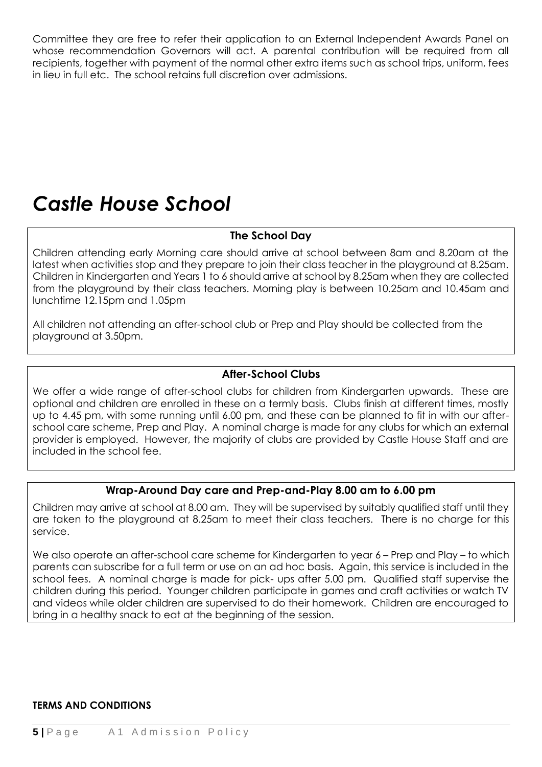Committee they are free to refer their application to an External Independent Awards Panel on whose recommendation Governors will act. A parental contribution will be required from all recipients, together with payment of the normal other extra items such as school trips, uniform, fees in lieu in full etc. The school retains full discretion over admissions.

# *Castle House School*

### The School Day

Children attending early Morning care should arrive at school between 8am and 8.20am at the latest when activities stop and they prepare to join their class teacher in the playground at 8.25am. Children in Kindergarten and Years 1 to 6 should arrive at school by 8.25am when they are collected from the playground by their class teachers. Morning play is between 10.25am and 10.45am and lunchtime 12.15pm and 1.05pm

All children not attending an after-school club or Prep and Play should be collected from the playground at 3.50pm.

### After-School Clubs

We offer a wide range of after-school clubs for children from Kindergarten upwards. These are optional and children are enrolled in these on a termly basis. Clubs finish at different times, mostly up to 4.45 pm, with some running until 6.00 pm, and these can be planned to fit in with our after-school care scheme, Prep and Play. A nominal charge is made for any clubs for which an external provider is employed. However, the majority of clubs are provided by Castle House Staff and are included in the school fee.

### Wrap-Around Day care and Prep-and-Play 8.00 am to 6.00 pm

Children may arrive at school at 8.00 am. They will be supervised by suitably qualified staff until they are taken to the playground at 8.25am to meet their class teachers. There is no charge for this service.

We also operate an after-school care scheme for Kindergarten to year 6 – Prep and Play – to which parents can subscribe for a full term or use on an ad hoc basis. Again, this service is included in the school fees. A nominal charge is made for pick- ups after 5.00 pm. Qualified staff supervise the children during this period. Younger children participate in games and craft activities or watch TV and videos while older children are supervised to do their homework. Children are encouraged to bring in a healthy snack to eat at the beginning of the session.

**TERMS AND CONDITIONS**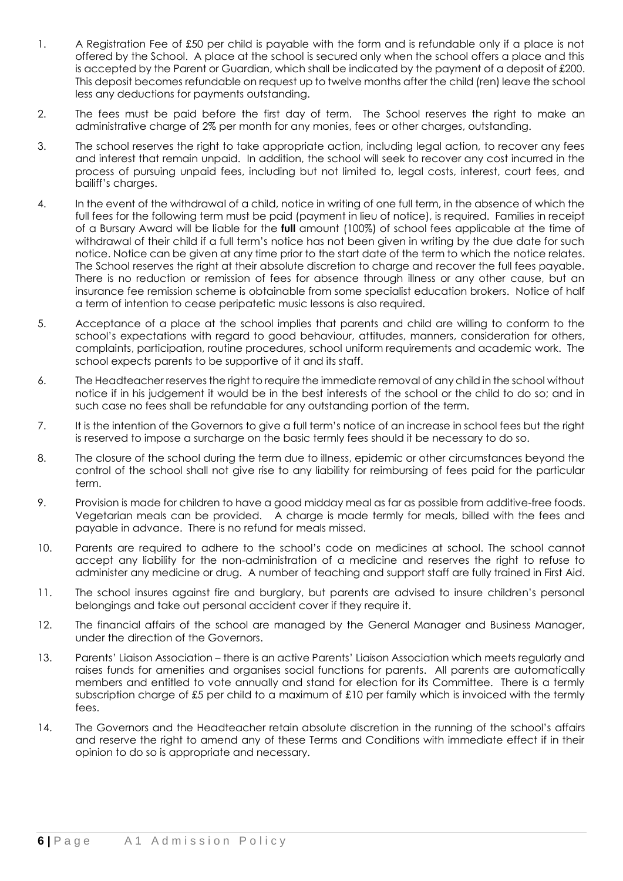1. A Registration Fee of £50 per child is payable with the form and is refundable only if a place is not offered by the School. A place at the school is secured only when the school offers a place and this is accepted by the Parent or Guardian, which shall be indicated by the payment of a deposit of £200. This deposit becomes refundable on request up to twelve months after the child (ren) leave the school less any deductions for payments outstanding.

2. The fees must be paid before the first day of term. The School reserves the right to make an administrative charge of 2% per month for any monies, fees or other charges, outstanding.

3. The school reserves the right to take appropriate action, including legal action, to recover any fees and interest that remain unpaid. In addition, the school will seek to recover any cost incurred in the process of pursuing unpaid fees, including but not limited to, legal costs, interest, court fees, and bailiff's charges.

4. In the event of the withdrawal of a child, notice in writing of one full term, in the absence of which the full fees for the following term must be paid (payment in lieu of notice), is required. Families in receipt of a Bursary Award will be liable for the **full** amount (100%) of school fees applicable at the time of withdrawal of their child if a full term's notice has not been given in writing by the due date for such notice. Notice can be given at any time prior to the start date of the term to which the notice relates. The School reserves the right at their absolute discretion to charge and recover the full fees payable. There is no reduction or remission of fees for absence through illness or any other cause, but an insurance fee remission scheme is obtainable from some specialist education brokers. Notice of half a term of intention to cease peripatetic music lessons is also required.

5. Acceptance of a place at the school implies that parents and child are willing to conform to the school's expectations with regard to good behaviour, attitudes, manners, consideration for others, complaints, participation, routine procedures, school uniform requirements and academic work. The school expects parents to be supportive of it and its staff.

6. The Headteacher reserves the right to require the immediate removal of any child in the school without notice if in his judgement it would be in the best interests of the school or the child to do so; and in such case no fees shall be refundable for any outstanding portion of the term.

7. It is the intention of the Governors to give a full term's notice of an increase in school fees but the right is reserved to impose a surcharge on the basic termly fees should it be necessary to do so.

8. The closure of the school during the term due to illness, epidemic or other circumstances beyond the control of the school shall not give rise to any liability for reimbursing of fees paid for the particular term.

9. Provision is made for children to have a good midday meal as far as possible from additive-free foods. Vegetarian meals can be provided. A charge is made termly for meals, billed with the fees and payable in advance. There is no refund for meals missed.

10. Parents are required to adhere to the school's code on medicines at school. The school cannot accept any liability for the non-administration of a medicine and reserves the right to refuse to administer any medicine or drug. A number of teaching and support staff are fully trained in First Aid.

11. The school insures against fire and burglary, but parents are advised to insure children's personal belongings and take out personal accident cover if they require it.

12. The financial affairs of the school are managed by the General Manager and Business Manager, under the direction of the Governors.

13. Parents' Liaison Association – there is an active Parents' Liaison Association which meets regularly and raises funds for amenities and organises social functions for parents. All parents are automatically members and entitled to vote annually and stand for election for its Committee. There is a termly subscription charge of £5 per child to a maximum of £10 per family which is invoiced with the termly fees.

14. The Governors and the Headteacher retain absolute discretion in the running of the school's affairs and reserve the right to amend any of these Terms and Conditions with immediate effect if in their opinion to do so is appropriate and necessary.